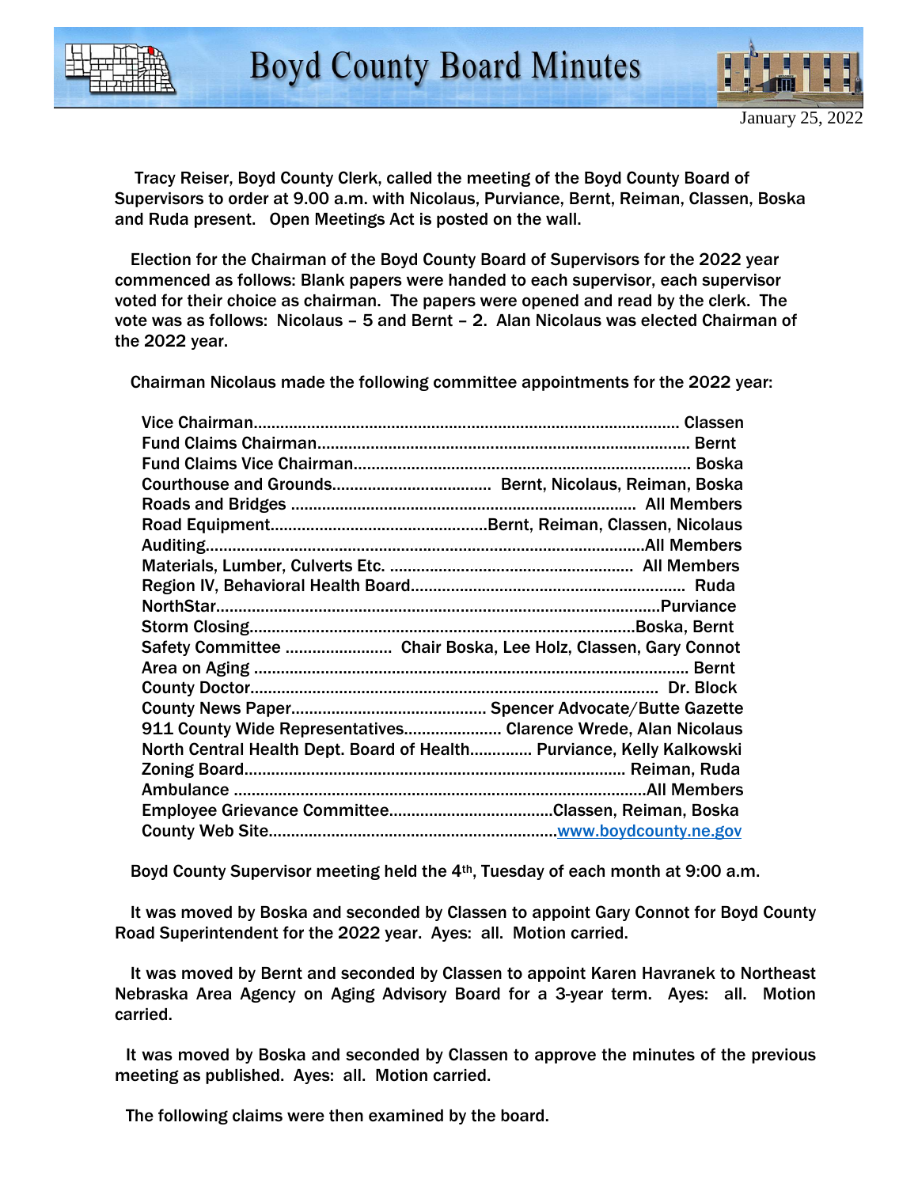# Boyd County Board Minutes

January 25, 2022

Tracy Reiser, Boyd County Clerk, called the meeting of the Boyd County Board of Supervisors to order at 9.00 a.m. with Nicolaus, Purviance, Bernt, Reiman, Classen, Boska and Ruda present. Open Meetings Act is posted on the wall.

Election for the Chairman of the Boyd County Board of Supervisors for the 2022 year commenced as follows: Blank papers were handed to each supervisor, each supervisor voted for their choice as chairman. The papers were opened and read by the clerk. The vote was as follows: Nicolaus – 5 and Bernt – 2. Alan Nicolaus was elected Chairman of the 2022 year.

Chairman Nicolaus made the following committee appointments for the 2022 year:

| | |
|---|---|
| Vice Chairman | Classen |
| Fund Claims Chairman | Bernt |
| Fund Claims Vice Chairman | Boska |
| Courthouse and Grounds | Bernt, Nicolaus, Reiman, Boska |
| Roads and Bridges | All Members |
| Road Equipment | Bernt, Reiman, Classen, Nicolaus |
| Auditing | All Members |
| Materials, Lumber, Culverts Etc. | All Members |
| Region IV, Behavioral Health Board | Ruda |
| NorthStar | Purviance |
| Storm Closing | Boska, Bernt |
| Safety Committee | Chair Boska, Lee Holz, Classen, Gary Connot |
| Area on Aging | Bernt |
| County Doctor | Dr. Block |
| County News Paper | Spencer Advocate/Butte Gazette |
| 911 County Wide Representatives | Clarence Wrede, Alan Nicolaus |
| North Central Health Dept. Board of Health | Purviance, Kelly Kalkowski |
| Zoning Board | Reiman, Ruda |
| Ambulance | All Members |
| Employee Grievance Committee | Classen, Reiman, Boska |
| County Web Site | www.boydcounty.ne.gov |

Boyd County Supervisor meeting held the 4th, Tuesday of each month at 9:00 a.m.

It was moved by Boska and seconded by Classen to appoint Gary Connot for Boyd County Road Superintendent for the 2022 year. Ayes: all. Motion carried.

It was moved by Bernt and seconded by Classen to appoint Karen Havranek to Northeast Nebraska Area Agency on Aging Advisory Board for a 3-year term. Ayes: all. Motion carried.

It was moved by Boska and seconded by Classen to approve the minutes of the previous meeting as published. Ayes: all. Motion carried.

The following claims were then examined by the board.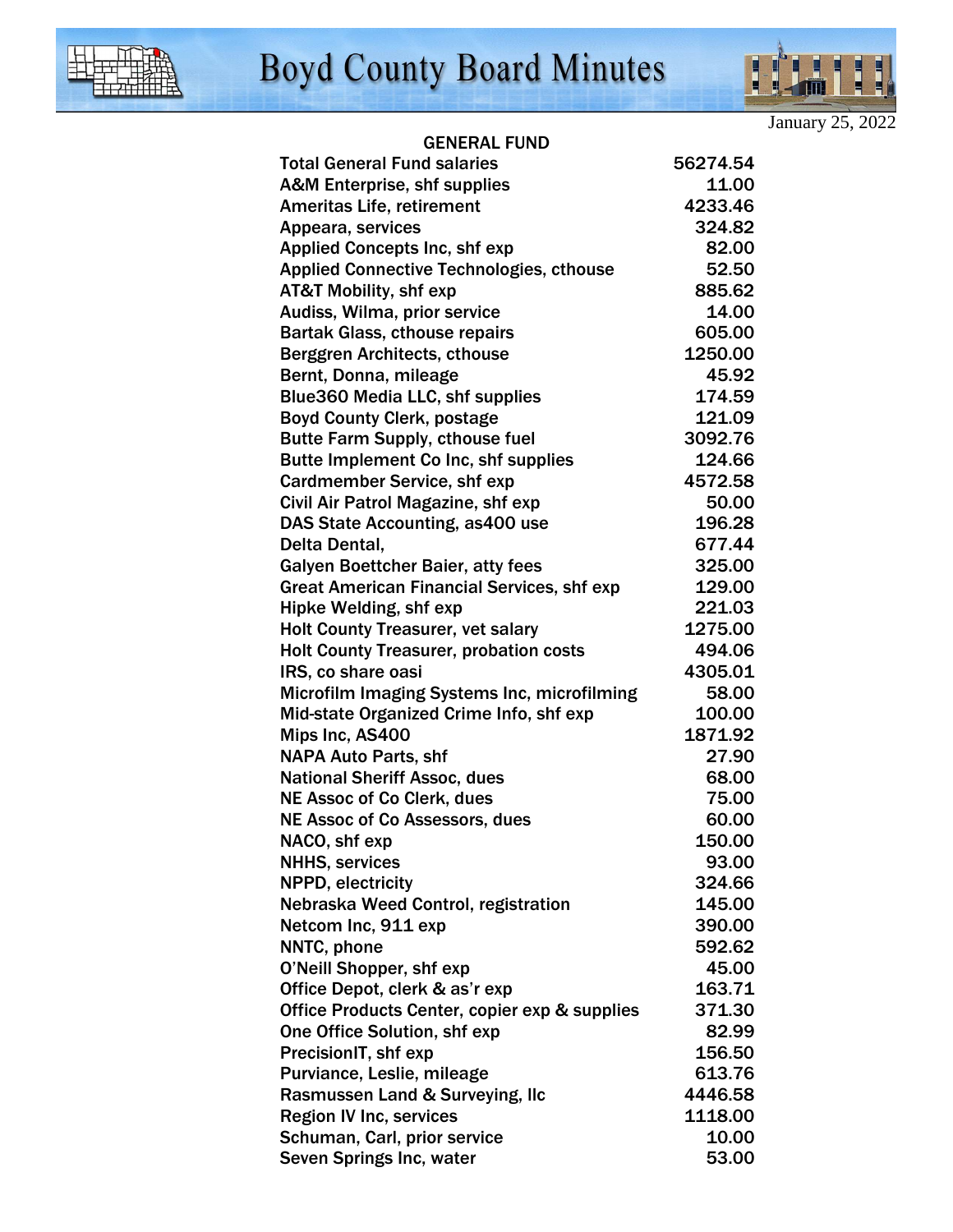January 25, 2022

## GENERAL FUND

| | |
|---|---|
| Total General Fund salaries | 56274.54 |
| A&M Enterprise, shf supplies | 11.00 |
| Ameritas Life, retirement | 4233.46 |
| Appeara, services | 324.82 |
| Applied Concepts Inc, shf exp | 82.00 |
| Applied Connective Technologies, cthouse | 52.50 |
| AT&T Mobility, shf exp | 885.62 |
| Audiss, Wilma, prior service | 14.00 |
| Bartak Glass, cthouse repairs | 605.00 |
| Berggren Architects, cthouse | 1250.00 |
| Bernt, Donna, mileage | 45.92 |
| Blue360 Media LLC, shf supplies | 174.59 |
| Boyd County Clerk, postage | 121.09 |
| Butte Farm Supply, cthouse fuel | 3092.76 |
| Butte Implement Co Inc, shf supplies | 124.66 |
| Cardmember Service, shf exp | 4572.58 |
| Civil Air Patrol Magazine, shf exp | 50.00 |
| DAS State Accounting, as400 use | 196.28 |
| Delta Dental, | 677.44 |
| Galyen Boettcher Baier, atty fees | 325.00 |
| Great American Financial Services, shf exp | 129.00 |
| Hipke Welding, shf exp | 221.03 |
| Holt County Treasurer, vet salary | 1275.00 |
| Holt County Treasurer, probation costs | 494.06 |
| IRS, co share oasi | 4305.01 |
| Microfilm Imaging Systems Inc, microfilming | 58.00 |
| Mid-state Organized Crime Info, shf exp | 100.00 |
| Mips Inc, AS400 | 1871.92 |
| NAPA Auto Parts, shf | 27.90 |
| National Sheriff Assoc, dues | 68.00 |
| NE Assoc of Co Clerk, dues | 75.00 |
| NE Assoc of Co Assessors, dues | 60.00 |
| NACO, shf exp | 150.00 |
| NHHS, services | 93.00 |
| NPPD, electricity | 324.66 |
| Nebraska Weed Control, registration | 145.00 |
| Netcom Inc, 911 exp | 390.00 |
| NNTC, phone | 592.62 |
| O'Neill Shopper, shf exp | 45.00 |
| Office Depot, clerk & as'r exp | 163.71 |
| Office Products Center, copier exp & supplies | 371.30 |
| One Office Solution, shf exp | 82.99 |
| PrecisionIT, shf exp | 156.50 |
| Purviance, Leslie, mileage | 613.76 |
| Rasmussen Land & Surveying, llc | 4446.58 |
| Region IV Inc, services | 1118.00 |
| Schuman, Carl, prior service | 10.00 |
| Seven Springs Inc, water | 53.00 |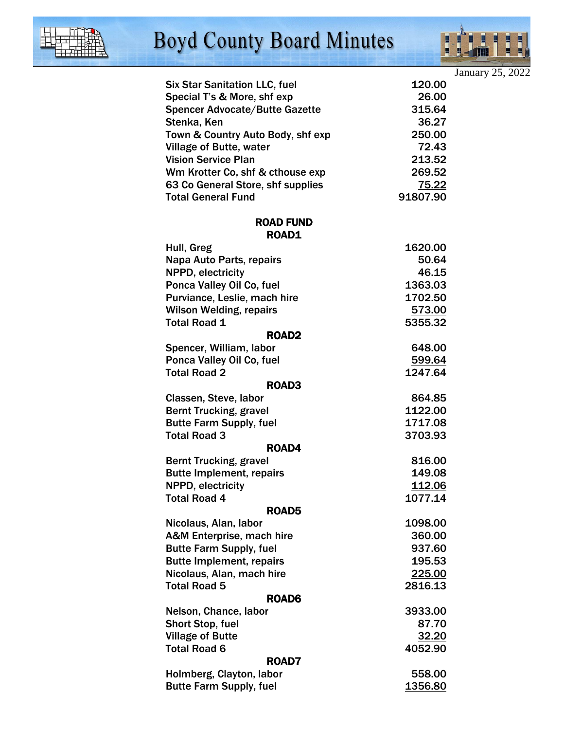January 25, 2022

| | |
|---|---|
| Six Star Sanitation LLC, fuel | 120.00 |
| Special T's & More, shf exp | 26.00 |
| Spencer Advocate/Butte Gazette | 315.64 |
| Stenka, Ken | 36.27 |
| Town & Country Auto Body, shf exp | 250.00 |
| Village of Butte, water | 72.43 |
| Vision Service Plan | 213.52 |
| Wm Krotter Co, shf & cthouse exp | 269.52 |
| 63 Co General Store, shf supplies | 75.22 |
| Total General Fund | 91807.90 |

**ROAD FUND**

**ROAD1**

| | |
|---|---|
| Hull, Greg | 1620.00 |
| Napa Auto Parts, repairs | 50.64 |
| NPPD, electricity | 46.15 |
| Ponca Valley Oil Co, fuel | 1363.03 |
| Purviance, Leslie, mach hire | 1702.50 |
| Wilson Welding, repairs | 573.00 |
| Total Road 1 | 5355.32 |

**ROAD2**

| | |
|---|---|
| Spencer, William, labor | 648.00 |
| Ponca Valley Oil Co, fuel | 599.64 |
| Total Road 2 | 1247.64 |

**ROAD3**

| | |
|---|---|
| Classen, Steve, labor | 864.85 |
| Bernt Trucking, gravel | 1122.00 |
| Butte Farm Supply, fuel | 1717.08 |
| Total Road 3 | 3703.93 |

**ROAD4**

| | |
|---|---|
| Bernt Trucking, gravel | 816.00 |
| Butte Implement, repairs | 149.08 |
| NPPD, electricity | 112.06 |
| Total Road 4 | 1077.14 |

**ROAD5**

| | |
|---|---|
| Nicolaus, Alan, labor | 1098.00 |
| A&M Enterprise, mach hire | 360.00 |
| Butte Farm Supply, fuel | 937.60 |
| Butte Implement, repairs | 195.53 |
| Nicolaus, Alan, mach hire | 225.00 |
| Total Road 5 | 2816.13 |

**ROAD6**

| | |
|---|---|
| Nelson, Chance, labor | 3933.00 |
| Short Stop, fuel | 87.70 |
| Village of Butte | 32.20 |
| Total Road 6 | 4052.90 |

**ROAD7**

| | |
|---|---|
| Holmberg, Clayton, labor | 558.00 |
| Butte Farm Supply, fuel | 1356.80 |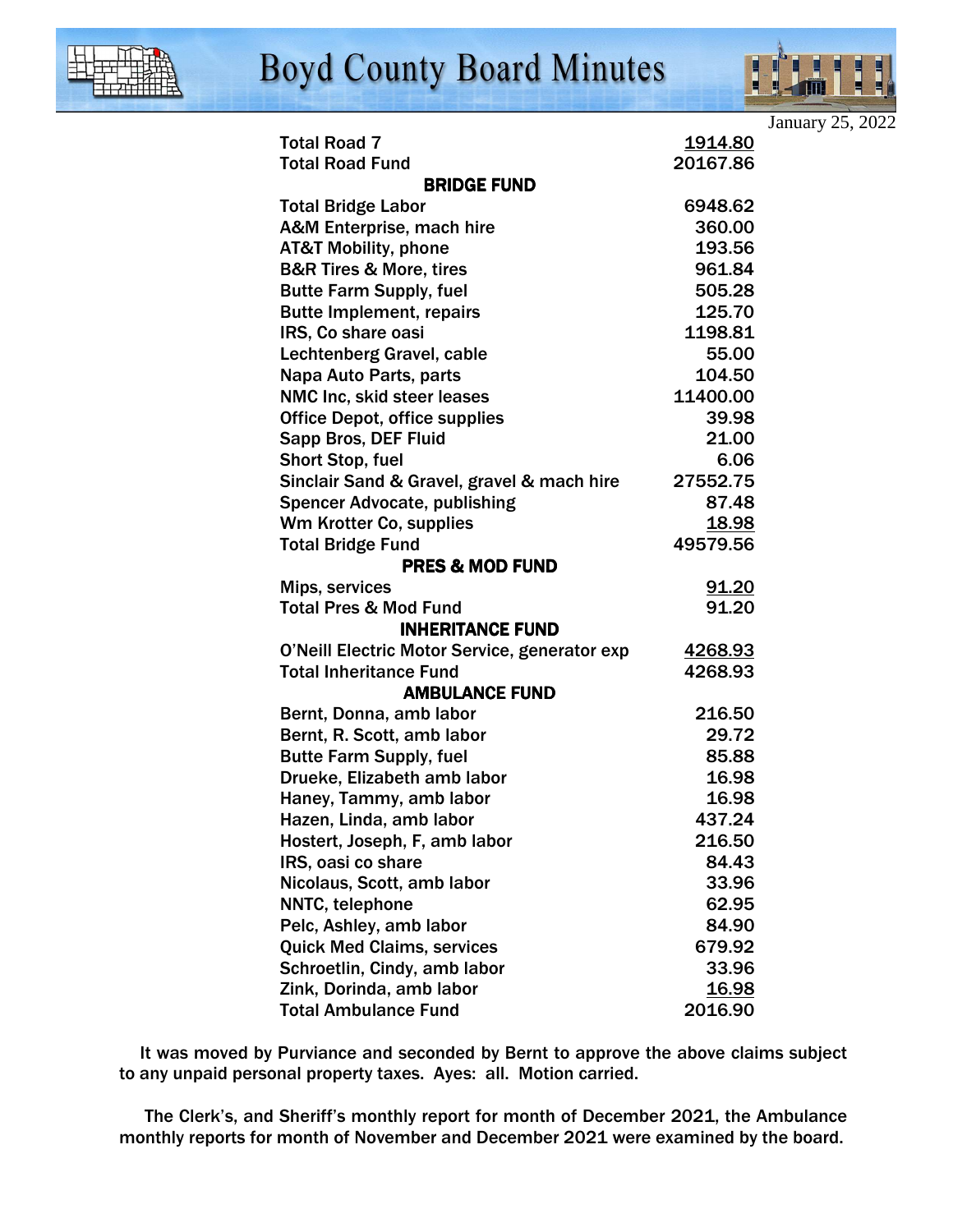January 25, 2022

| | |
|---|---|
| Total Road 7 | 1914.80 |
| Total Road Fund | 20167.86 |
| **BRIDGE FUND** | |
| Total Bridge Labor | 6948.62 |
| A&M Enterprise, mach hire | 360.00 |
| AT&T Mobility, phone | 193.56 |
| B&R Tires & More, tires | 961.84 |
| Butte Farm Supply, fuel | 505.28 |
| Butte Implement, repairs | 125.70 |
| IRS, Co share oasi | 1198.81 |
| Lechtenberg Gravel, cable | 55.00 |
| Napa Auto Parts, parts | 104.50 |
| NMC Inc, skid steer leases | 11400.00 |
| Office Depot, office supplies | 39.98 |
| Sapp Bros, DEF Fluid | 21.00 |
| Short Stop, fuel | 6.06 |
| Sinclair Sand & Gravel, gravel & mach hire | 27552.75 |
| Spencer Advocate, publishing | 87.48 |
| Wm Krotter Co, supplies | 18.98 |
| Total Bridge Fund | 49579.56 |
| **PRES & MOD FUND** | |
| Mips, services | 91.20 |
| Total Pres & Mod Fund | 91.20 |
| **INHERITANCE FUND** | |
| O'Neill Electric Motor Service, generator exp | 4268.93 |
| Total Inheritance Fund | 4268.93 |
| **AMBULANCE FUND** | |
| Bernt, Donna, amb labor | 216.50 |
| Bernt, R. Scott, amb labor | 29.72 |
| Butte Farm Supply, fuel | 85.88 |
| Drueke, Elizabeth amb labor | 16.98 |
| Haney, Tammy, amb labor | 16.98 |
| Hazen, Linda, amb labor | 437.24 |
| Hostert, Joseph, F, amb labor | 216.50 |
| IRS, oasi co share | 84.43 |
| Nicolaus, Scott, amb labor | 33.96 |
| NNTC, telephone | 62.95 |
| Pelc, Ashley, amb labor | 84.90 |
| Quick Med Claims, services | 679.92 |
| Schroetlin, Cindy, amb labor | 33.96 |
| Zink, Dorinda, amb labor | 16.98 |
| Total Ambulance Fund | 2016.90 |

It was moved by Purviance and seconded by Bernt to approve the above claims subject to any unpaid personal property taxes. Ayes: all. Motion carried.

The Clerk's, and Sheriff's monthly report for month of December 2021, the Ambulance monthly reports for month of November and December 2021 were examined by the board.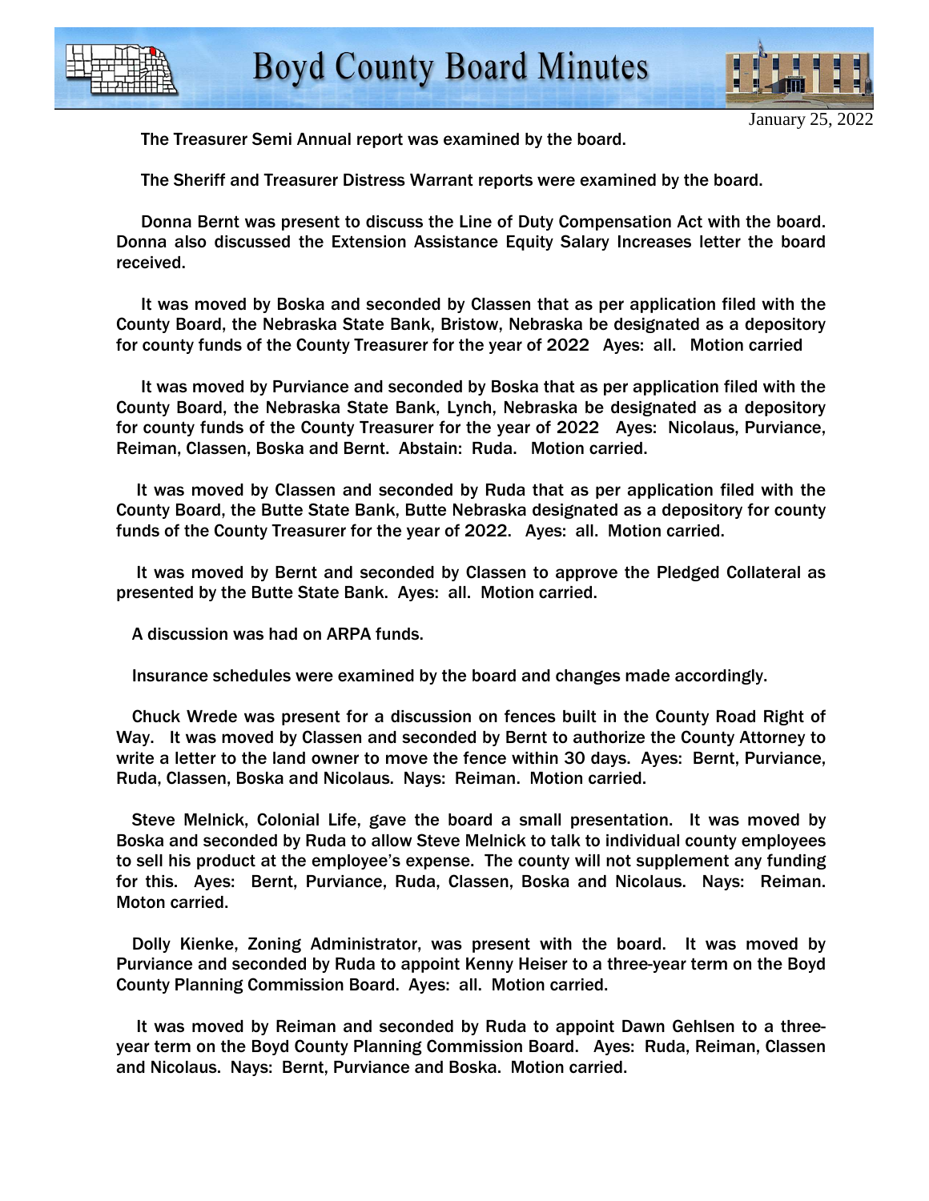January 25, 2022

The Treasurer Semi Annual report was examined by the board.

The Sheriff and Treasurer Distress Warrant reports were examined by the board.

Donna Bernt was present to discuss the Line of Duty Compensation Act with the board. Donna also discussed the Extension Assistance Equity Salary Increases letter the board received.

It was moved by Boska and seconded by Classen that as per application filed with the County Board, the Nebraska State Bank, Bristow, Nebraska be designated as a depository for county funds of the County Treasurer for the year of 2022 Ayes: all. Motion carried

It was moved by Purviance and seconded by Boska that as per application filed with the County Board, the Nebraska State Bank, Lynch, Nebraska be designated as a depository for county funds of the County Treasurer for the year of 2022 Ayes: Nicolaus, Purviance, Reiman, Classen, Boska and Bernt. Abstain: Ruda. Motion carried.

It was moved by Classen and seconded by Ruda that as per application filed with the County Board, the Butte State Bank, Butte Nebraska designated as a depository for county funds of the County Treasurer for the year of 2022. Ayes: all. Motion carried.

It was moved by Bernt and seconded by Classen to approve the Pledged Collateral as presented by the Butte State Bank. Ayes: all. Motion carried.

A discussion was had on ARPA funds.

Insurance schedules were examined by the board and changes made accordingly.

Chuck Wrede was present for a discussion on fences built in the County Road Right of Way. It was moved by Classen and seconded by Bernt to authorize the County Attorney to write a letter to the land owner to move the fence within 30 days. Ayes: Bernt, Purviance, Ruda, Classen, Boska and Nicolaus. Nays: Reiman. Motion carried.

Steve Melnick, Colonial Life, gave the board a small presentation. It was moved by Boska and seconded by Ruda to allow Steve Melnick to talk to individual county employees to sell his product at the employee's expense. The county will not supplement any funding for this. Ayes: Bernt, Purviance, Ruda, Classen, Boska and Nicolaus. Nays: Reiman. Moton carried.

Dolly Kienke, Zoning Administrator, was present with the board. It was moved by Purviance and seconded by Ruda to appoint Kenny Heiser to a three-year term on the Boyd County Planning Commission Board. Ayes: all. Motion carried.

It was moved by Reiman and seconded by Ruda to appoint Dawn Gehlsen to a three-year term on the Boyd County Planning Commission Board. Ayes: Ruda, Reiman, Classen and Nicolaus. Nays: Bernt, Purviance and Boska. Motion carried.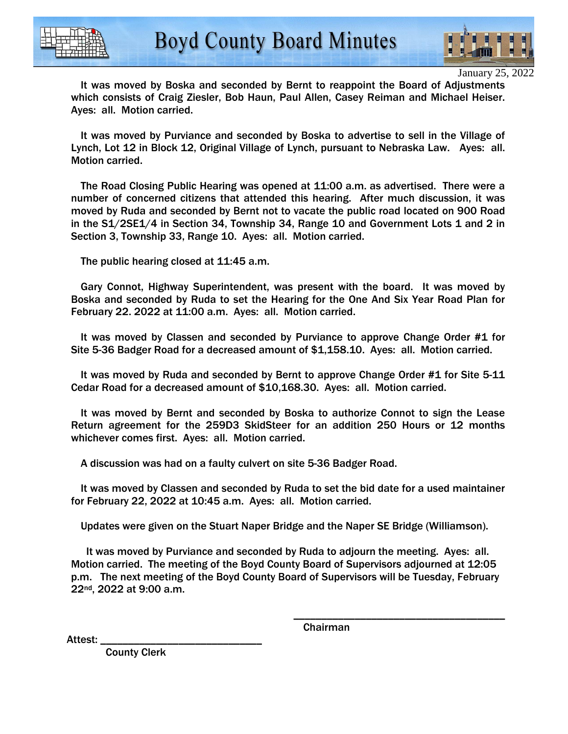January 25, 2022

It was moved by Boska and seconded by Bernt to reappoint the Board of Adjustments which consists of Craig Ziesler, Bob Haun, Paul Allen, Casey Reiman and Michael Heiser. Ayes: all. Motion carried.

It was moved by Purviance and seconded by Boska to advertise to sell in the Village of Lynch, Lot 12 in Block 12, Original Village of Lynch, pursuant to Nebraska Law. Ayes: all. Motion carried.

The Road Closing Public Hearing was opened at 11:00 a.m. as advertised. There were a number of concerned citizens that attended this hearing. After much discussion, it was moved by Ruda and seconded by Bernt not to vacate the public road located on 900 Road in the S1/2SE1/4 in Section 34, Township 34, Range 10 and Government Lots 1 and 2 in Section 3, Township 33, Range 10. Ayes: all. Motion carried.

The public hearing closed at 11:45 a.m.

Gary Connot, Highway Superintendent, was present with the board. It was moved by Boska and seconded by Ruda to set the Hearing for the One And Six Year Road Plan for February 22. 2022 at 11:00 a.m. Ayes: all. Motion carried.

It was moved by Classen and seconded by Purviance to approve Change Order #1 for Site 5-36 Badger Road for a decreased amount of $1,158.10. Ayes: all. Motion carried.

It was moved by Ruda and seconded by Bernt to approve Change Order #1 for Site 5-11 Cedar Road for a decreased amount of $10,168.30. Ayes: all. Motion carried.

It was moved by Bernt and seconded by Boska to authorize Connot to sign the Lease Return agreement for the 259D3 SkidSteer for an addition 250 Hours or 12 months whichever comes first. Ayes: all. Motion carried.

A discussion was had on a faulty culvert on site 5-36 Badger Road.

It was moved by Classen and seconded by Ruda to set the bid date for a used maintainer for February 22, 2022 at 10:45 a.m. Ayes: all. Motion carried.

Updates were given on the Stuart Naper Bridge and the Naper SE Bridge (Williamson).

It was moved by Purviance and seconded by Ruda to adjourn the meeting. Ayes: all. Motion carried. The meeting of the Boyd County Board of Supervisors adjourned at 12:05 p.m. The next meeting of the Boyd County Board of Supervisors will be Tuesday, February 22nd, 2022 at 9:00 a.m.

\_\_\_\_\_\_\_\_\_\_\_\_\_\_\_\_\_\_\_\_\_\_\_\_\_\_\_\_\_\_\_\_\_\_\_\_\_\_\_
Chairman

Attest: \_\_\_\_\_\_\_\_\_\_\_\_\_\_\_\_\_\_\_\_\_\_\_\_\_\_\_\_\_\_
County Clerk